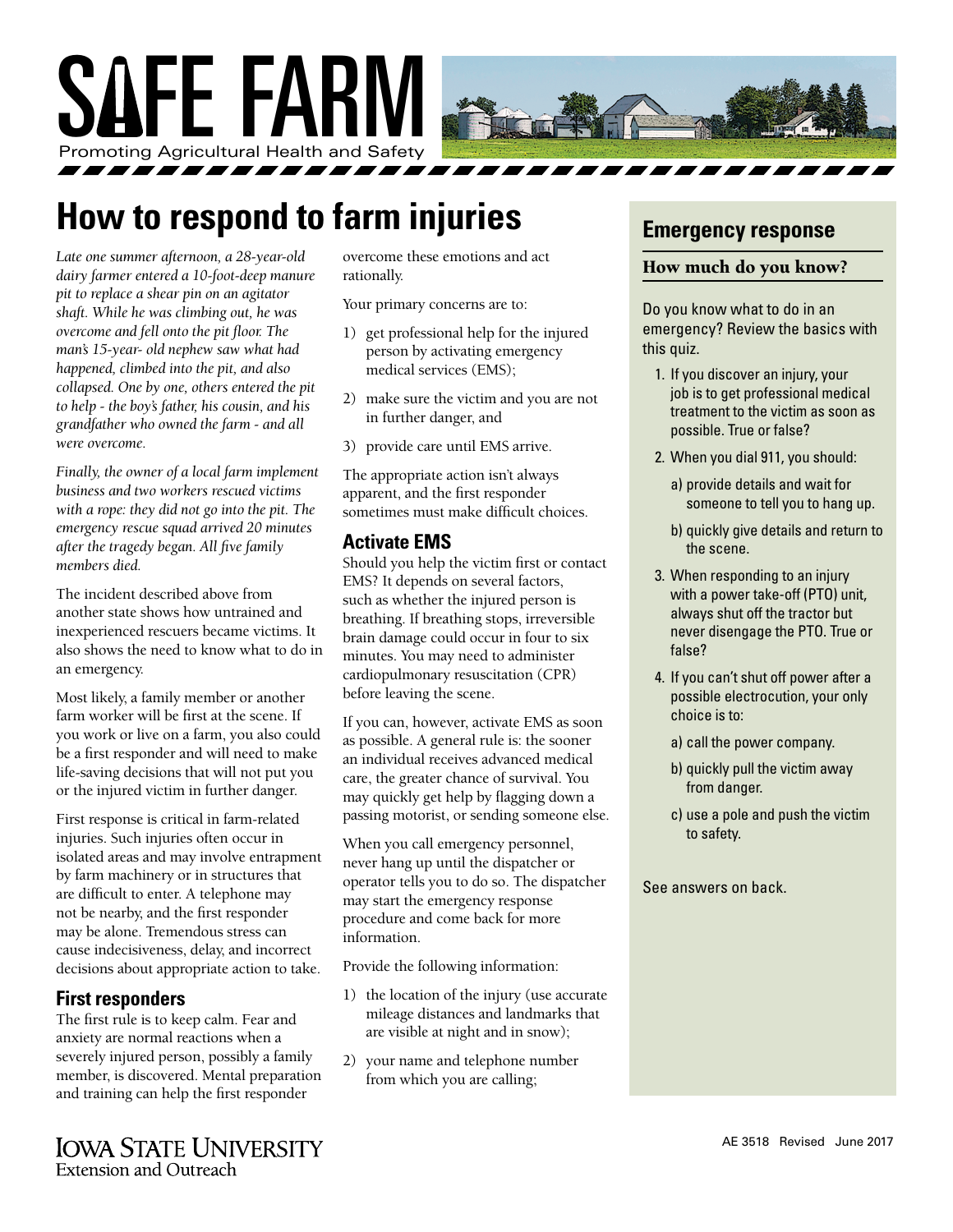# SAFE FARM

Promoting Agricultural Health and Safety

## How to respond to farm injuries

*Late one summer afternoon, a 28-year-old dairy farmer entered a 10-foot-deep manure pit to replace a shear pin on an agitator shaft. While he was climbing out, he was overcome and fell onto the pit floor. The man's 15-year- old nephew saw what had happened, climbed into the pit, and also collapsed. One by one, others entered the pit to help - the boy's father, his cousin, and his grandfather who owned the farm - and all were overcome.*

*Finally, the owner of a local farm implement business and two workers rescued victims with a rope: they did not go into the pit. The emergency rescue squad arrived 20 minutes after the tragedy began. All five family members died.*

The incident described above from another state shows how untrained and inexperienced rescuers became victims. It also shows the need to know what to do in an emergency.

Most likely, a family member or another farm worker will be first at the scene. If you work or live on a farm, you also could be a first responder and will need to make life-saving decisions that will not put you or the injured victim in further danger.

First response is critical in farm-related injuries. Such injuries often occur in isolated areas and may involve entrapment by farm machinery or in structures that are difficult to enter. A telephone may not be nearby, and the first responder may be alone. Tremendous stress can cause indecisiveness, delay, and incorrect decisions about appropriate action to take.

### First responders

The first rule is to keep calm. Fear and anxiety are normal reactions when a severely injured person, possibly a family member, is discovered. Mental preparation and training can help the first responder overcome these emotions and act rationally.

Your primary concerns are to:

1) get professional help for the injured person by activating emergency medical services (EMS);
2) make sure the victim and you are not in further danger, and
3) provide care until EMS arrive.

The appropriate action isn't always apparent, and the first responder sometimes must make difficult choices.

### Activate EMS

Should you help the victim first or contact EMS? It depends on several factors, such as whether the injured person is breathing. If breathing stops, irreversible brain damage could occur in four to six minutes. You may need to administer cardiopulmonary resuscitation (CPR) before leaving the scene.

If you can, however, activate EMS as soon as possible. A general rule is: the sooner an individual receives advanced medical care, the greater chance of survival. You may quickly get help by flagging down a passing motorist, or sending someone else.

When you call emergency personnel, never hang up until the dispatcher or operator tells you to do so. The dispatcher may start the emergency response procedure and come back for more information.

Provide the following information:

1) the location of the injury (use accurate mileage distances and landmarks that are visible at night and in snow);
2) your name and telephone number from which you are calling;

## Emergency response

### How much do you know?

Do you know what to do in an emergency? Review the basics with this quiz.

1. If you discover an injury, your job is to get professional medical treatment to the victim as soon as possible. True or false?
2. When you dial 911, you should:
   a) provide details and wait for someone to tell you to hang up.
   b) quickly give details and return to the scene.
3. When responding to an injury with a power take-off (PTO) unit, always shut off the tractor but never disengage the PTO. True or false?
4. If you can't shut off power after a possible electrocution, your only choice is to:
   a) call the power company.
   b) quickly pull the victim away from danger.
   c) use a pole and push the victim to safety.

See answers on back.

Iowa State University Extension and Outreach

AE 3518 Revised June 2017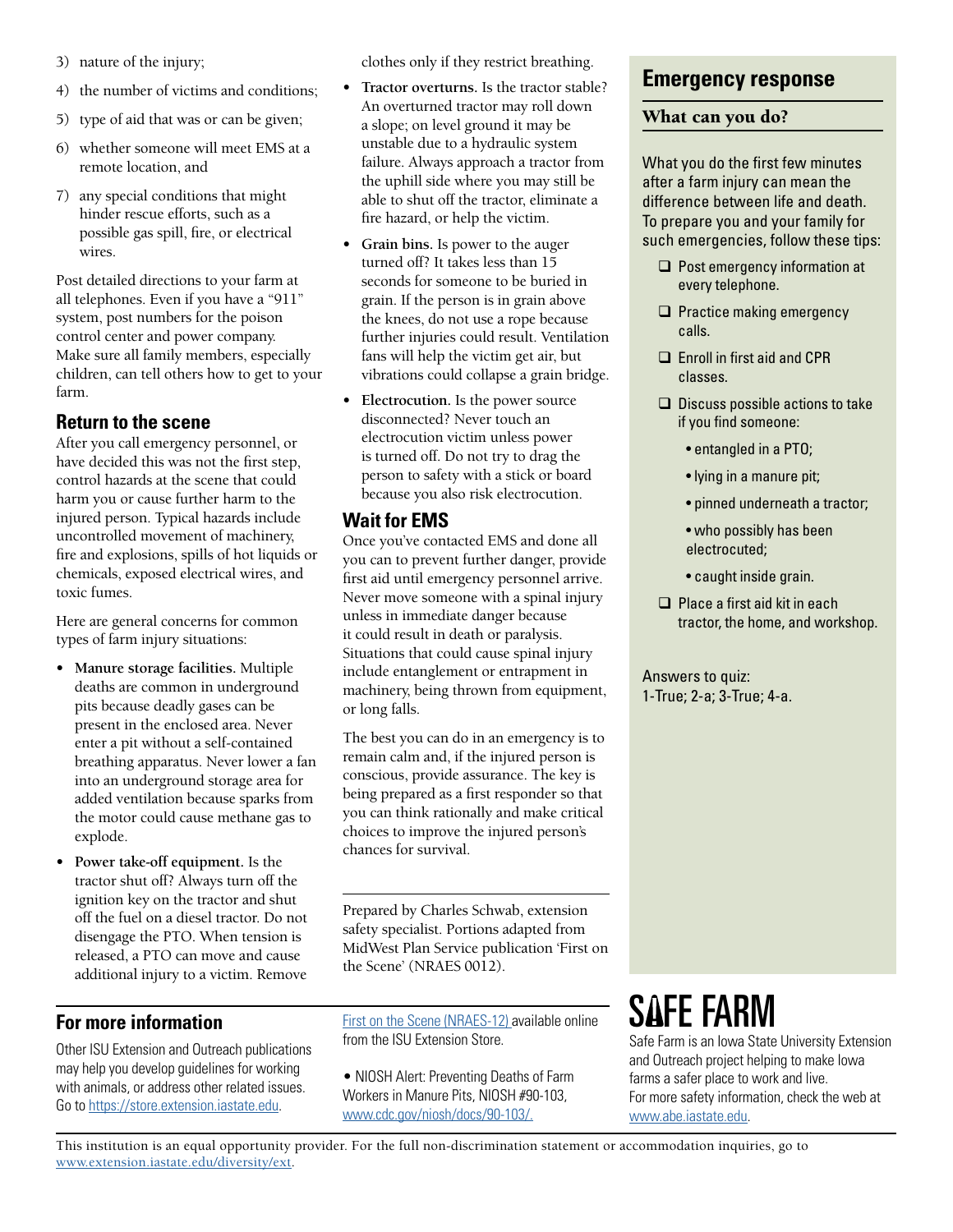3) nature of the injury;

4) the number of victims and conditions;

5) type of aid that was or can be given;

6) whether someone will meet EMS at a remote location, and

7) any special conditions that might hinder rescue efforts, such as a possible gas spill, fire, or electrical wires.

Post detailed directions to your farm at all telephones. Even if you have a "911" system, post numbers for the poison control center and power company. Make sure all family members, especially children, can tell others how to get to your farm.

## Return to the scene

After you call emergency personnel, or have decided this was not the first step, control hazards at the scene that could harm you or cause further harm to the injured person. Typical hazards include uncontrolled movement of machinery, fire and explosions, spills of hot liquids or chemicals, exposed electrical wires, and toxic fumes.

Here are general concerns for common types of farm injury situations:

- **Manure storage facilities.** Multiple deaths are common in underground pits because deadly gases can be present in the enclosed area. Never enter a pit without a self-contained breathing apparatus. Never lower a fan into an underground storage area for added ventilation because sparks from the motor could cause methane gas to explode.
- **Power take-off equipment.** Is the tractor shut off? Always turn off the ignition key on the tractor and shut off the fuel on a diesel tractor. Do not disengage the PTO. When tension is released, a PTO can move and cause additional injury to a victim. Remove clothes only if they restrict breathing.
- **Tractor overturns.** Is the tractor stable? An overturned tractor may roll down a slope; on level ground it may be unstable due to a hydraulic system failure. Always approach a tractor from the uphill side where you may still be able to shut off the tractor, eliminate a fire hazard, or help the victim.
- **Grain bins.** Is power to the auger turned off? It takes less than 15 seconds for someone to be buried in grain. If the person is in grain above the knees, do not use a rope because further injuries could result. Ventilation fans will help the victim get air, but vibrations could collapse a grain bridge.
- **Electrocution.** Is the power source disconnected? Never touch an electrocution victim unless power is turned off. Do not try to drag the person to safety with a stick or board because you also risk electrocution.

## Wait for EMS

Once you've contacted EMS and done all you can to prevent further danger, provide first aid until emergency personnel arrive. Never move someone with a spinal injury unless in immediate danger because it could result in death or paralysis. Situations that could cause spinal injury include entanglement or entrapment in machinery, being thrown from equipment, or long falls.

The best you can do in an emergency is to remain calm and, if the injured person is conscious, provide assurance. The key is being prepared as a first responder so that you can think rationally and make critical choices to improve the injured person's chances for survival.

Prepared by Charles Schwab, extension safety specialist. Portions adapted from MidWest Plan Service publication 'First on the Scene' (NRAES 0012).

## Emergency response

### What can you do?

What you do the first few minutes after a farm injury can mean the difference between life and death. To prepare you and your family for such emergencies, follow these tips:

- ❑ Post emergency information at every telephone.
- ❑ Practice making emergency calls.
- ❑ Enroll in first aid and CPR classes.
- ❑ Discuss possible actions to take if you find someone:
  - entangled in a PTO;
  - lying in a manure pit;
  - pinned underneath a tractor;
  - who possibly has been electrocuted;
  - caught inside grain.
- ❑ Place a first aid kit in each tractor, the home, and workshop.

Answers to quiz:
1-True; 2-a; 3-True; 4-a.

## For more information

Other ISU Extension and Outreach publications may help you develop guidelines for working with animals, or address other related issues. Go to https://store.extension.iastate.edu.

First on the Scene (NRAES-12) available online from the ISU Extension Store.

- NIOSH Alert: Preventing Deaths of Farm Workers in Manure Pits, NIOSH #90-103, www.cdc.gov/niosh/docs/90-103/.

**SAFE FARM**

Safe Farm is an Iowa State University Extension and Outreach project helping to make Iowa farms a safer place to work and live.
For more safety information, check the web at www.abe.iastate.edu.

This institution is an equal opportunity provider. For the full non-discrimination statement or accommodation inquiries, go to www.extension.iastate.edu/diversity/ext.